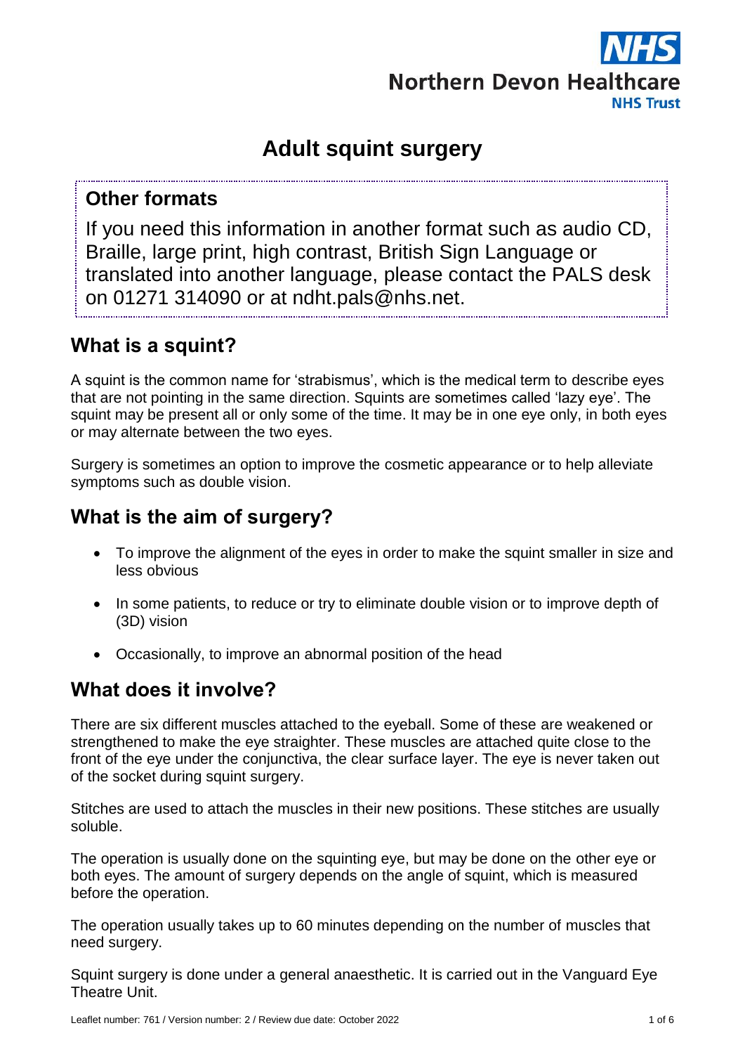NHS
Northern Devon Healthcare
NHS Trust

# Adult squint surgery

## Other formats

If you need this information in another format such as audio CD, Braille, large print, high contrast, British Sign Language or translated into another language, please contact the PALS desk on 01271 314090 or at ndht.pals@nhs.net.

## What is a squint?

A squint is the common name for 'strabismus', which is the medical term to describe eyes that are not pointing in the same direction. Squints are sometimes called 'lazy eye'. The squint may be present all or only some of the time. It may be in one eye only, in both eyes or may alternate between the two eyes.

Surgery is sometimes an option to improve the cosmetic appearance or to help alleviate symptoms such as double vision.

## What is the aim of surgery?

- To improve the alignment of the eyes in order to make the squint smaller in size and less obvious
- In some patients, to reduce or try to eliminate double vision or to improve depth of (3D) vision
- Occasionally, to improve an abnormal position of the head

## What does it involve?

There are six different muscles attached to the eyeball. Some of these are weakened or strengthened to make the eye straighter. These muscles are attached quite close to the front of the eye under the conjunctiva, the clear surface layer. The eye is never taken out of the socket during squint surgery.

Stitches are used to attach the muscles in their new positions. These stitches are usually soluble.

The operation is usually done on the squinting eye, but may be done on the other eye or both eyes. The amount of surgery depends on the angle of squint, which is measured before the operation.

The operation usually takes up to 60 minutes depending on the number of muscles that need surgery.

Squint surgery is done under a general anaesthetic. It is carried out in the Vanguard Eye Theatre Unit.

Leaflet number: 761 / Version number: 2 / Review due date: October 2022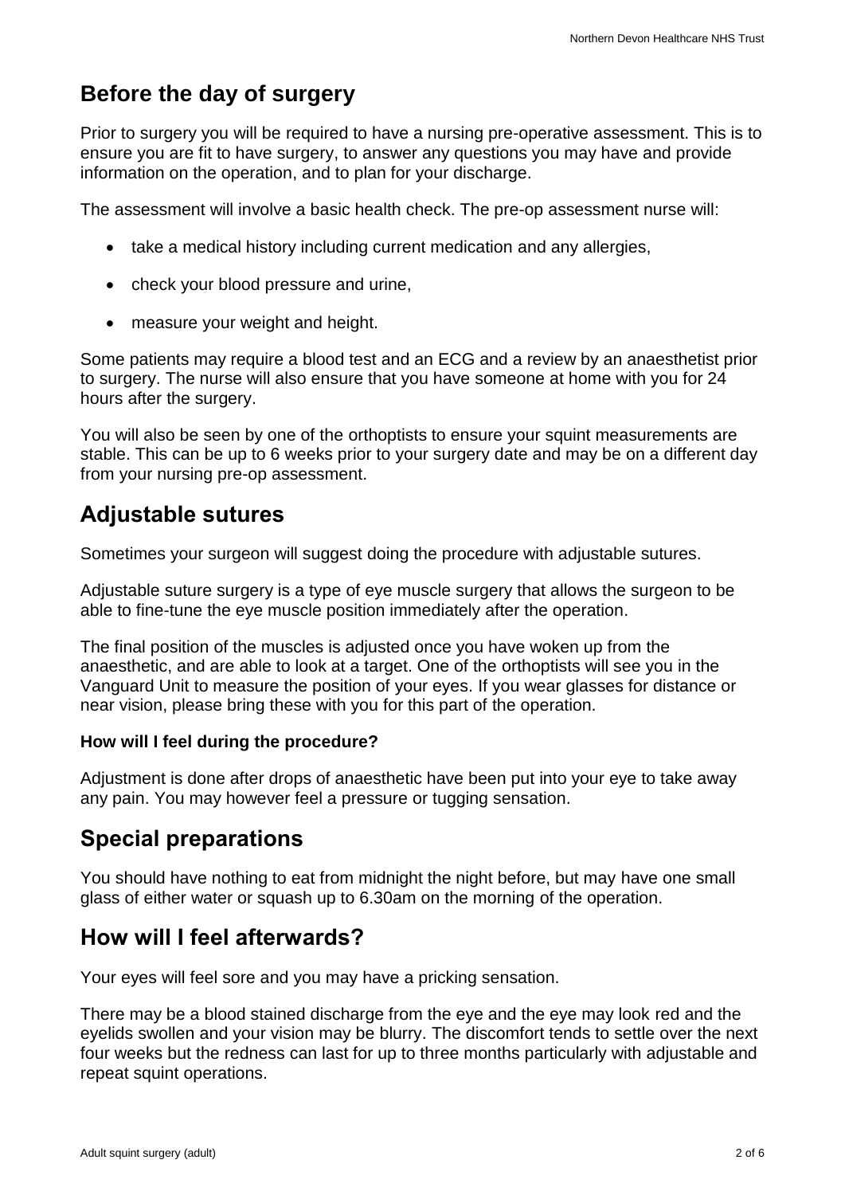## Before the day of surgery

Prior to surgery you will be required to have a nursing pre-operative assessment. This is to ensure you are fit to have surgery, to answer any questions you may have and provide information on the operation, and to plan for your discharge.

The assessment will involve a basic health check. The pre-op assessment nurse will:

- take a medical history including current medication and any allergies,
- check your blood pressure and urine,
- measure your weight and height.

Some patients may require a blood test and an ECG and a review by an anaesthetist prior to surgery. The nurse will also ensure that you have someone at home with you for 24 hours after the surgery.

You will also be seen by one of the orthoptists to ensure your squint measurements are stable. This can be up to 6 weeks prior to your surgery date and may be on a different day from your nursing pre-op assessment.

## Adjustable sutures

Sometimes your surgeon will suggest doing the procedure with adjustable sutures.

Adjustable suture surgery is a type of eye muscle surgery that allows the surgeon to be able to fine-tune the eye muscle position immediately after the operation.

The final position of the muscles is adjusted once you have woken up from the anaesthetic, and are able to look at a target. One of the orthoptists will see you in the Vanguard Unit to measure the position of your eyes. If you wear glasses for distance or near vision, please bring these with you for this part of the operation.

**How will I feel during the procedure?**

Adjustment is done after drops of anaesthetic have been put into your eye to take away any pain. You may however feel a pressure or tugging sensation.

## Special preparations

You should have nothing to eat from midnight the night before, but may have one small glass of either water or squash up to 6.30am on the morning of the operation.

## How will I feel afterwards?

Your eyes will feel sore and you may have a pricking sensation.

There may be a blood stained discharge from the eye and the eye may look red and the eyelids swollen and your vision may be blurry. The discomfort tends to settle over the next four weeks but the redness can last for up to three months particularly with adjustable and repeat squint operations.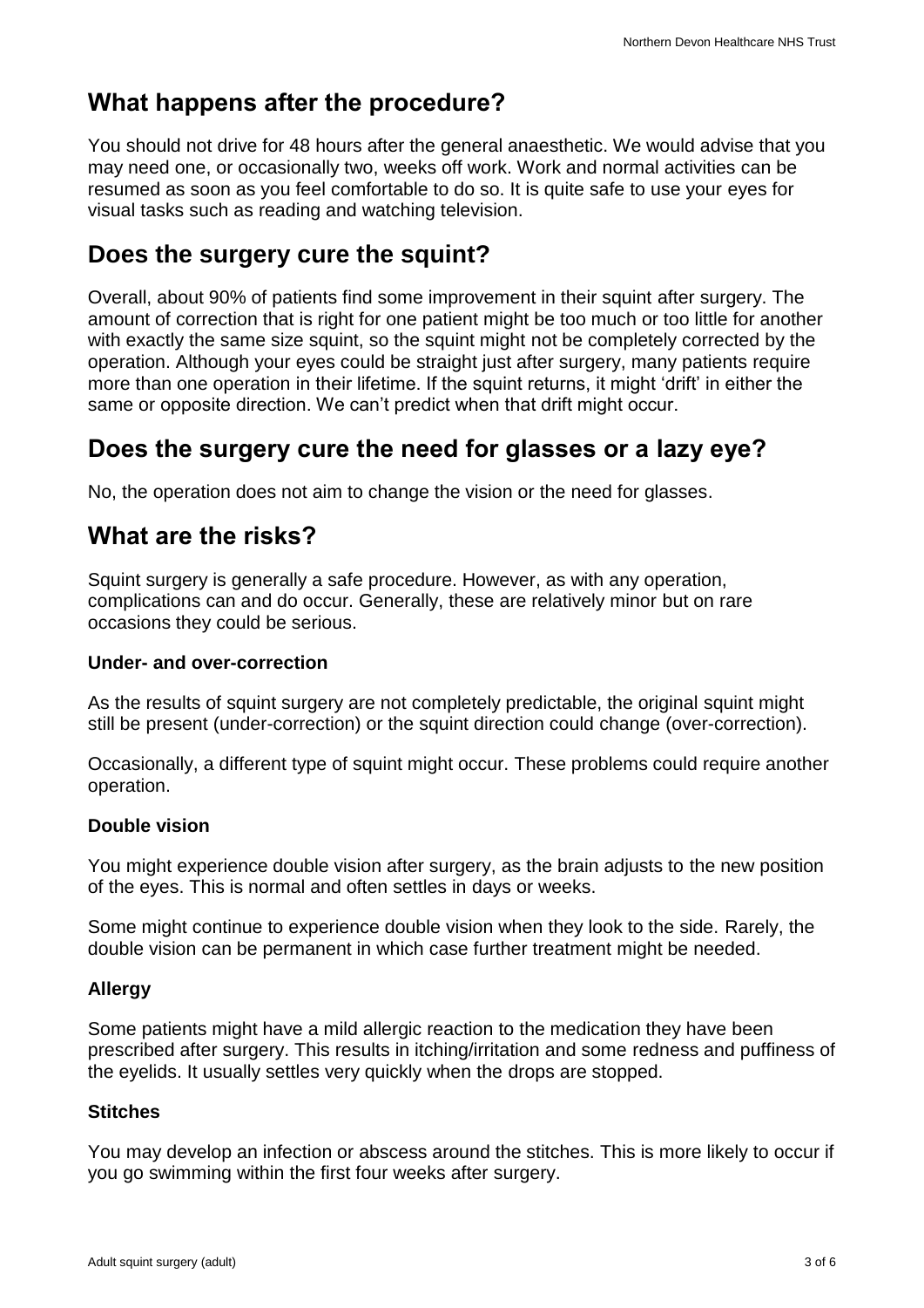## What happens after the procedure?

You should not drive for 48 hours after the general anaesthetic. We would advise that you may need one, or occasionally two, weeks off work. Work and normal activities can be resumed as soon as you feel comfortable to do so. It is quite safe to use your eyes for visual tasks such as reading and watching television.

## Does the surgery cure the squint?

Overall, about 90% of patients find some improvement in their squint after surgery. The amount of correction that is right for one patient might be too much or too little for another with exactly the same size squint, so the squint might not be completely corrected by the operation. Although your eyes could be straight just after surgery, many patients require more than one operation in their lifetime. If the squint returns, it might 'drift' in either the same or opposite direction. We can't predict when that drift might occur.

## Does the surgery cure the need for glasses or a lazy eye?

No, the operation does not aim to change the vision or the need for glasses.

## What are the risks?

Squint surgery is generally a safe procedure. However, as with any operation, complications can and do occur. Generally, these are relatively minor but on rare occasions they could be serious.

**Under- and over-correction**

As the results of squint surgery are not completely predictable, the original squint might still be present (under-correction) or the squint direction could change (over-correction).

Occasionally, a different type of squint might occur. These problems could require another operation.

**Double vision**

You might experience double vision after surgery, as the brain adjusts to the new position of the eyes. This is normal and often settles in days or weeks.

Some might continue to experience double vision when they look to the side. Rarely, the double vision can be permanent in which case further treatment might be needed.

**Allergy**

Some patients might have a mild allergic reaction to the medication they have been prescribed after surgery. This results in itching/irritation and some redness and puffiness of the eyelids. It usually settles very quickly when the drops are stopped.

**Stitches**

You may develop an infection or abscess around the stitches. This is more likely to occur if you go swimming within the first four weeks after surgery.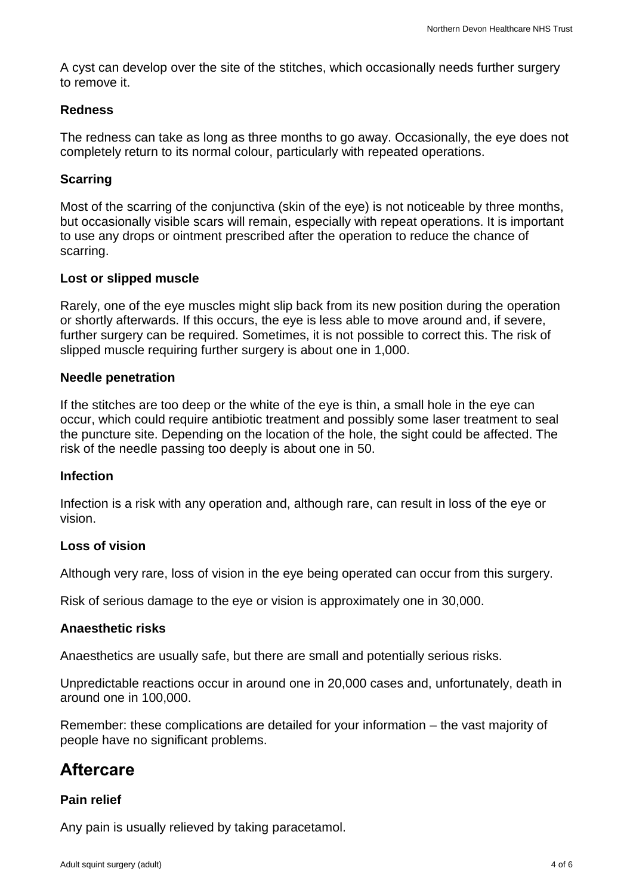A cyst can develop over the site of the stitches, which occasionally needs further surgery to remove it.

### Redness

The redness can take as long as three months to go away. Occasionally, the eye does not completely return to its normal colour, particularly with repeated operations.

### Scarring

Most of the scarring of the conjunctiva (skin of the eye) is not noticeable by three months, but occasionally visible scars will remain, especially with repeat operations. It is important to use any drops or ointment prescribed after the operation to reduce the chance of scarring.

### Lost or slipped muscle

Rarely, one of the eye muscles might slip back from its new position during the operation or shortly afterwards. If this occurs, the eye is less able to move around and, if severe, further surgery can be required. Sometimes, it is not possible to correct this. The risk of slipped muscle requiring further surgery is about one in 1,000.

### Needle penetration

If the stitches are too deep or the white of the eye is thin, a small hole in the eye can occur, which could require antibiotic treatment and possibly some laser treatment to seal the puncture site. Depending on the location of the hole, the sight could be affected. The risk of the needle passing too deeply is about one in 50.

### Infection

Infection is a risk with any operation and, although rare, can result in loss of the eye or vision.

### Loss of vision

Although very rare, loss of vision in the eye being operated can occur from this surgery.

Risk of serious damage to the eye or vision is approximately one in 30,000.

### Anaesthetic risks

Anaesthetics are usually safe, but there are small and potentially serious risks.

Unpredictable reactions occur in around one in 20,000 cases and, unfortunately, death in around one in 100,000.

Remember: these complications are detailed for your information – the vast majority of people have no significant problems.

## Aftercare

### Pain relief

Any pain is usually relieved by taking paracetamol.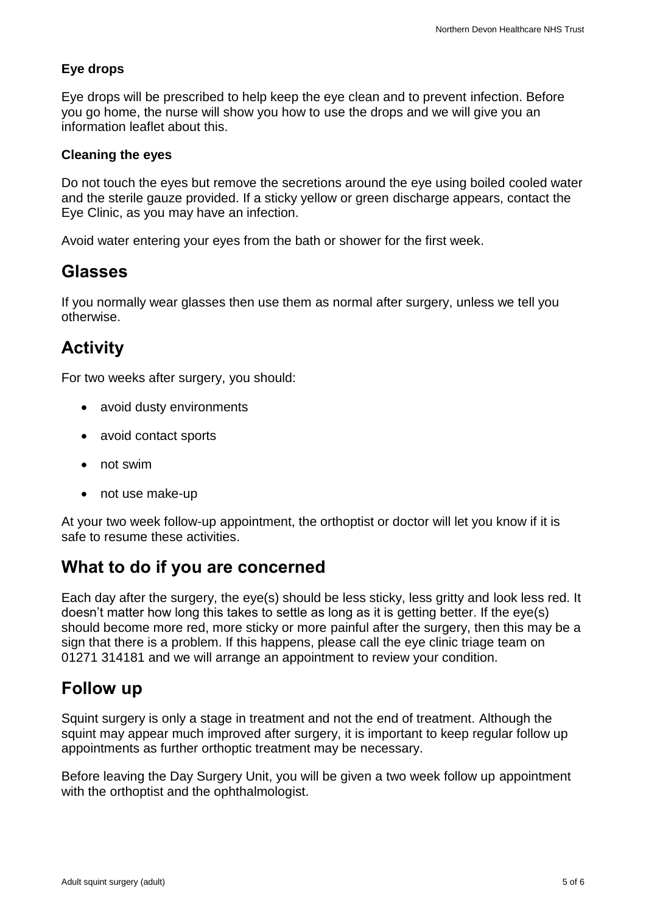### Eye drops

Eye drops will be prescribed to help keep the eye clean and to prevent infection. Before you go home, the nurse will show you how to use the drops and we will give you an information leaflet about this.

### Cleaning the eyes

Do not touch the eyes but remove the secretions around the eye using boiled cooled water and the sterile gauze provided. If a sticky yellow or green discharge appears, contact the Eye Clinic, as you may have an infection.

Avoid water entering your eyes from the bath or shower for the first week.

## Glasses

If you normally wear glasses then use them as normal after surgery, unless we tell you otherwise.

## Activity

For two weeks after surgery, you should:

- avoid dusty environments
- avoid contact sports
- not swim
- not use make-up

At your two week follow-up appointment, the orthoptist or doctor will let you know if it is safe to resume these activities.

## What to do if you are concerned

Each day after the surgery, the eye(s) should be less sticky, less gritty and look less red. It doesn't matter how long this takes to settle as long as it is getting better. If the eye(s) should become more red, more sticky or more painful after the surgery, then this may be a sign that there is a problem. If this happens, please call the eye clinic triage team on 01271 314181 and we will arrange an appointment to review your condition.

## Follow up

Squint surgery is only a stage in treatment and not the end of treatment. Although the squint may appear much improved after surgery, it is important to keep regular follow up appointments as further orthoptic treatment may be necessary.

Before leaving the Day Surgery Unit, you will be given a two week follow up appointment with the orthoptist and the ophthalmologist.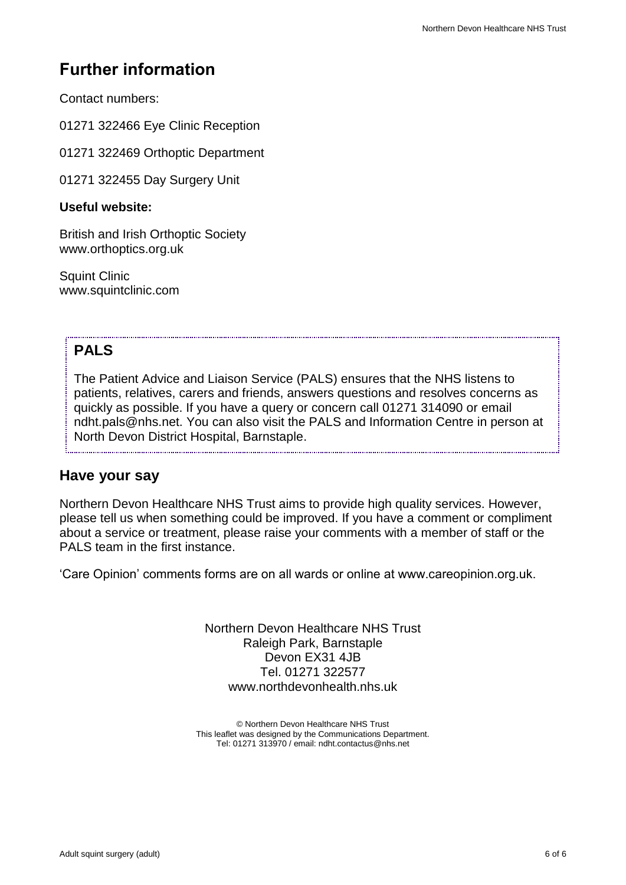## Further information

Contact numbers:

01271 322466 Eye Clinic Reception

01271 322469 Orthoptic Department

01271 322455 Day Surgery Unit

**Useful website:**

British and Irish Orthoptic Society
www.orthoptics.org.uk

Squint Clinic
www.squintclinic.com

### PALS

The Patient Advice and Liaison Service (PALS) ensures that the NHS listens to patients, relatives, carers and friends, answers questions and resolves concerns as quickly as possible. If you have a query or concern call 01271 314090 or email ndht.pals@nhs.net. You can also visit the PALS and Information Centre in person at North Devon District Hospital, Barnstaple.

### Have your say

Northern Devon Healthcare NHS Trust aims to provide high quality services. However, please tell us when something could be improved. If you have a comment or compliment about a service or treatment, please raise your comments with a member of staff or the PALS team in the first instance.

'Care Opinion' comments forms are on all wards or online at www.careopinion.org.uk.

Northern Devon Healthcare NHS Trust
Raleigh Park, Barnstaple
Devon EX31 4JB
Tel. 01271 322577
www.northdevonhealth.nhs.uk

© Northern Devon Healthcare NHS Trust
This leaflet was designed by the Communications Department.
Tel: 01271 313970 / email: ndht.contactus@nhs.net